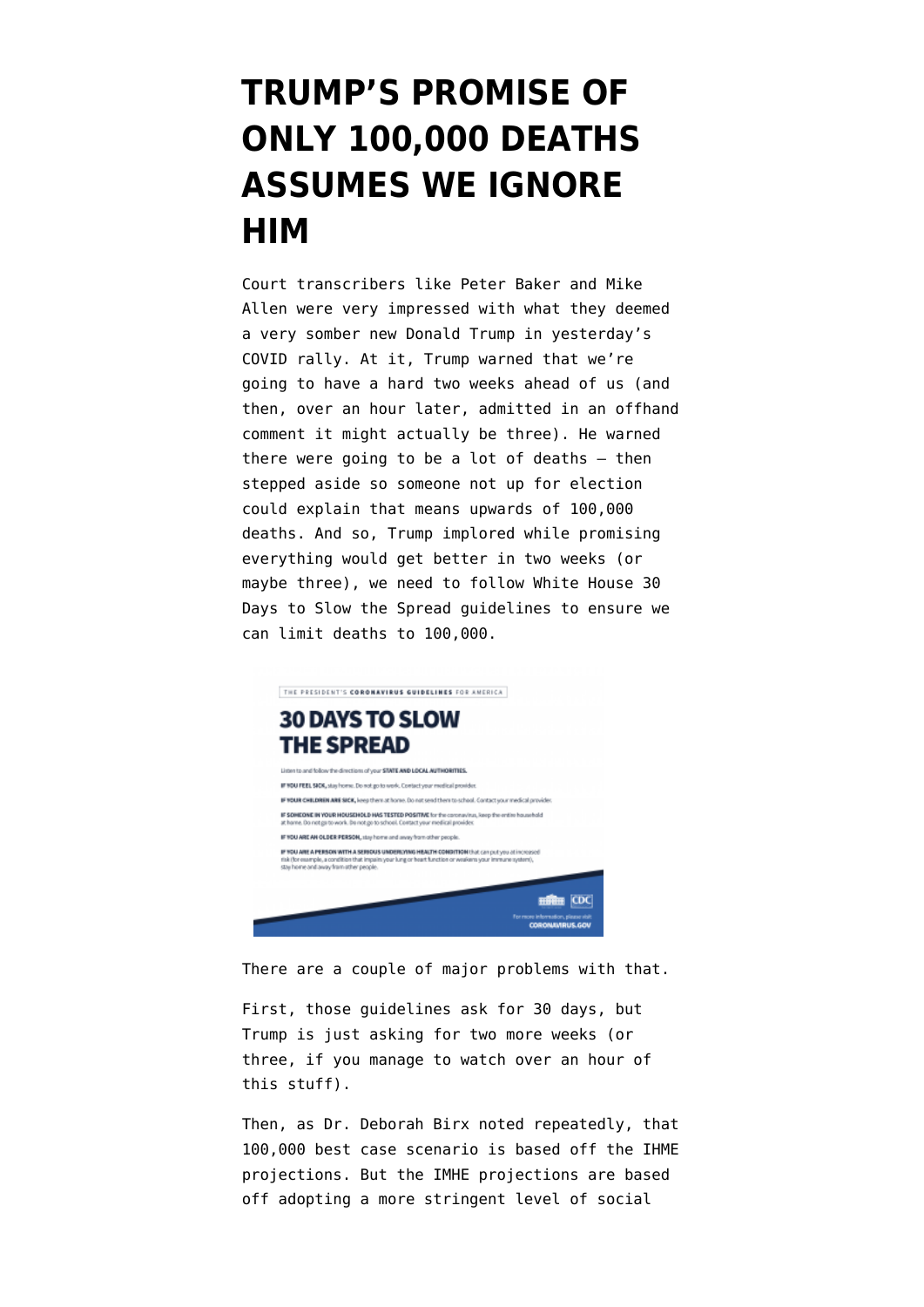# TRUMP'S PROMISE OF ONLY 100,000 DEATHS ASSUMES WE IGNORE HIM

Court transcribers like Peter Baker and Mike Allen were very impressed with what they deemed a very somber new Donald Trump in yesterday's COVID rally. At it, Trump warned that we're going to have a hard two weeks ahead of us (and then, over an hour later, admitted in an offhand comment it might actually be three). He warned there were going to be a lot of deaths — then stepped aside so someone not up for election could explain that means upwards of 100,000 deaths. And so, Trump implored while promising everything would get better in two weeks (or maybe three), we need to follow White House 30 Days to Slow the Spread guidelines to ensure we can limit deaths to 100,000.

There are a couple of major problems with that.

First, those guidelines ask for 30 days, but Trump is just asking for two more weeks (or three, if you manage to watch over an hour of this stuff).

Then, as Dr. Deborah Birx noted repeatedly, that 100,000 best case scenario is based off the IHME projections. But the IMHE projections are based off adopting a more stringent level of social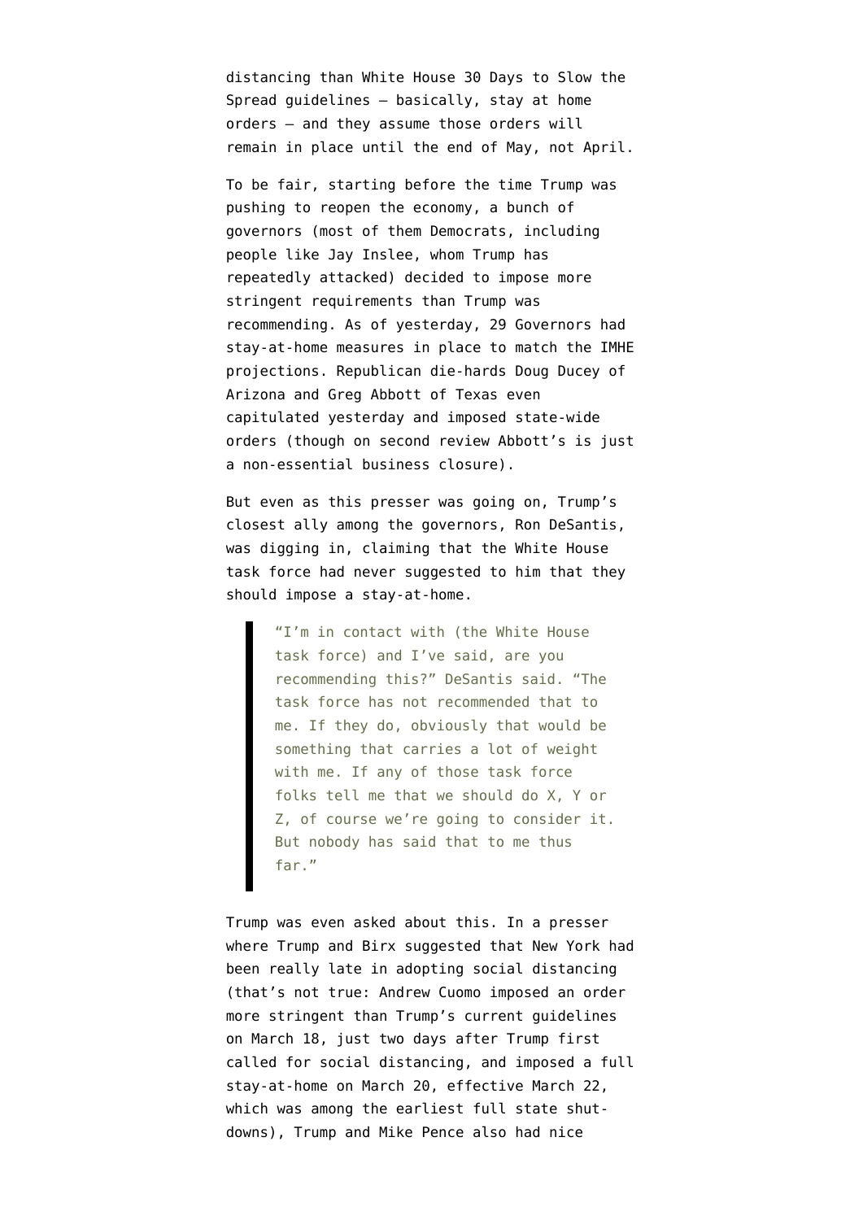distancing than White House 30 Days to Slow the Spread guidelines — basically, stay at home orders — and they assume those orders will remain in place until the end of May, not April.

To be fair, starting before the time Trump was pushing to reopen the economy, a bunch of governors (most of them Democrats, including people like Jay Inslee, whom Trump has repeatedly attacked) decided to impose more stringent requirements than Trump was recommending. As of yesterday, 29 Governors had stay-at-home measures in place to match the IMHE projections. Republican die-hards Doug Ducey of Arizona and Greg Abbott of Texas even capitulated yesterday and imposed state-wide orders (though on second review Abbott's is just a non-essential business closure).

But even as this presser was going on, Trump's closest ally among the governors, Ron DeSantis, was digging in, claiming that the White House task force had never suggested to him that they should impose a stay-at-home.

> "I'm in contact with (the White House task force) and I've said, are you recommending this?" DeSantis said. "The task force has not recommended that to me. If they do, obviously that would be something that carries a lot of weight with me. If any of those task force folks tell me that we should do X, Y or Z, of course we're going to consider it. But nobody has said that to me thus far."

Trump was even asked about this. In a presser where Trump and Birx suggested that New York had been really late in adopting social distancing (that's not true: Andrew Cuomo imposed an order more stringent than Trump's current guidelines on March 18, just two days after Trump first called for social distancing, and imposed a full stay-at-home on March 20, effective March 22, which was among the earliest full state shut-downs), Trump and Mike Pence also had nice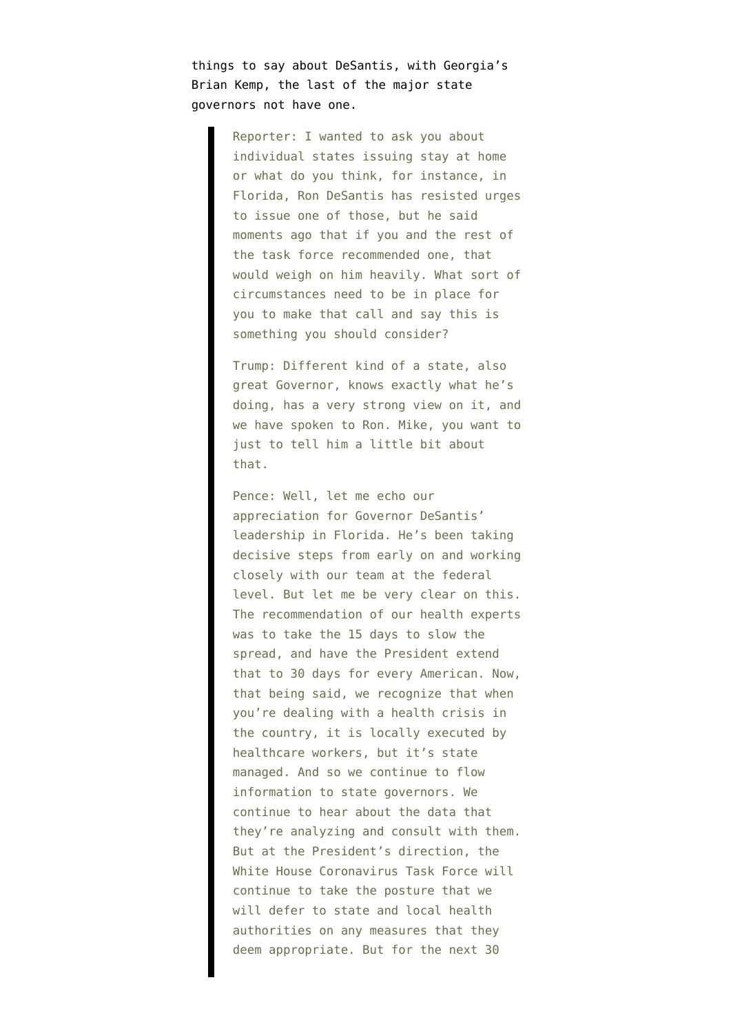things to say about DeSantis, with Georgia's Brian Kemp, the last of the major state governors not have one.

> Reporter: I wanted to ask you about individual states issuing stay at home or what do you think, for instance, in Florida, Ron DeSantis has resisted urges to issue one of those, but he said moments ago that if you and the rest of the task force recommended one, that would weigh on him heavily. What sort of circumstances need to be in place for you to make that call and say this is something you should consider?
>
> Trump: Different kind of a state, also great Governor, knows exactly what he's doing, has a very strong view on it, and we have spoken to Ron. Mike, you want to just to tell him a little bit about that.
>
> Pence: Well, let me echo our appreciation for Governor DeSantis' leadership in Florida. He's been taking decisive steps from early on and working closely with our team at the federal level. But let me be very clear on this. The recommendation of our health experts was to take the 15 days to slow the spread, and have the President extend that to 30 days for every American. Now, that being said, we recognize that when you're dealing with a health crisis in the country, it is locally executed by healthcare workers, but it's state managed. And so we continue to flow information to state governors. We continue to hear about the data that they're analyzing and consult with them. But at the President's direction, the White House Coronavirus Task Force will continue to take the posture that we will defer to state and local health authorities on any measures that they deem appropriate. But for the next 30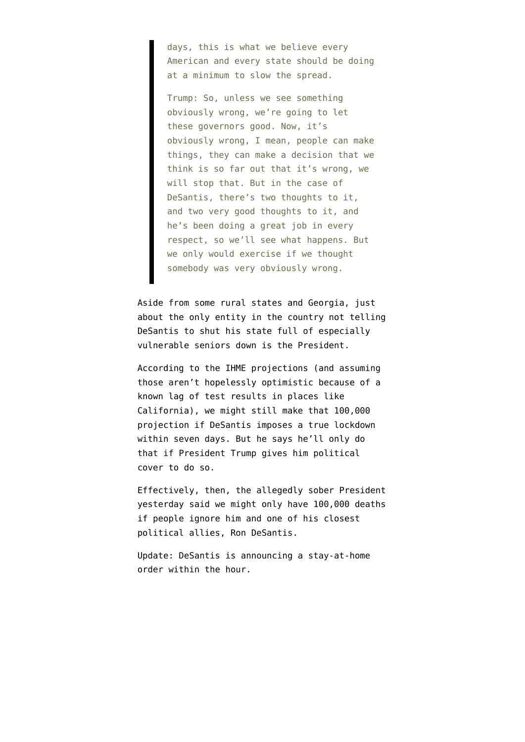> days, this is what we believe every American and every state should be doing at a minimum to slow the spread.
>
> Trump: So, unless we see something obviously wrong, we're going to let these governors good. Now, it's obviously wrong, I mean, people can make things, they can make a decision that we think is so far out that it's wrong, we will stop that. But in the case of DeSantis, there's two thoughts to it, and two very good thoughts to it, and he's been doing a great job in every respect, so we'll see what happens. But we only would exercise if we thought somebody was very obviously wrong.

Aside from some rural states and Georgia, just about the only entity in the country not telling DeSantis to shut his state full of especially vulnerable seniors down is the President.

According to the IHME projections (and assuming those aren't hopelessly optimistic because of a known lag of test results in places like California), we might still make that 100,000 projection if DeSantis imposes a true lockdown within seven days. But he says he'll only do that if President Trump gives him political cover to do so.

Effectively, then, the allegedly sober President yesterday said we might only have 100,000 deaths if people ignore him and one of his closest political allies, Ron DeSantis.

Update: DeSantis is announcing a stay-at-home order within the hour.